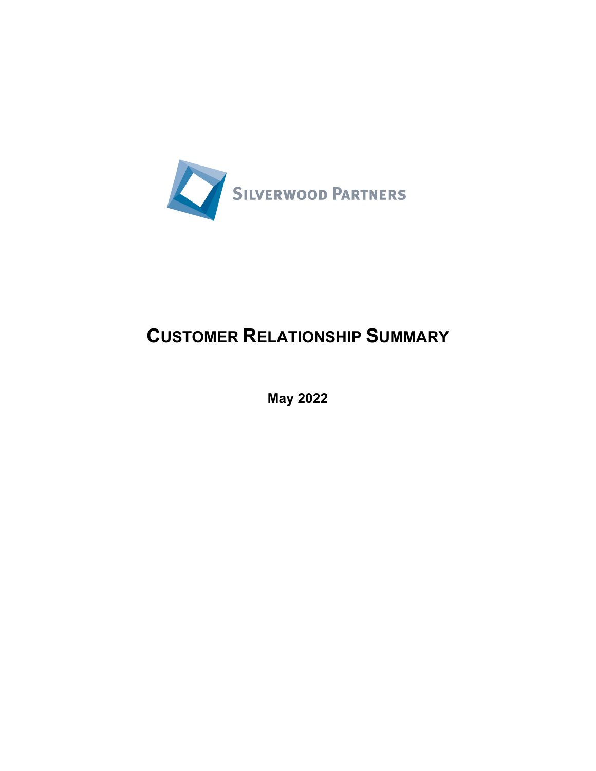SILVERWOOD PARTNERS

# CUSTOMER RELATIONSHIP SUMMARY

**May 2022**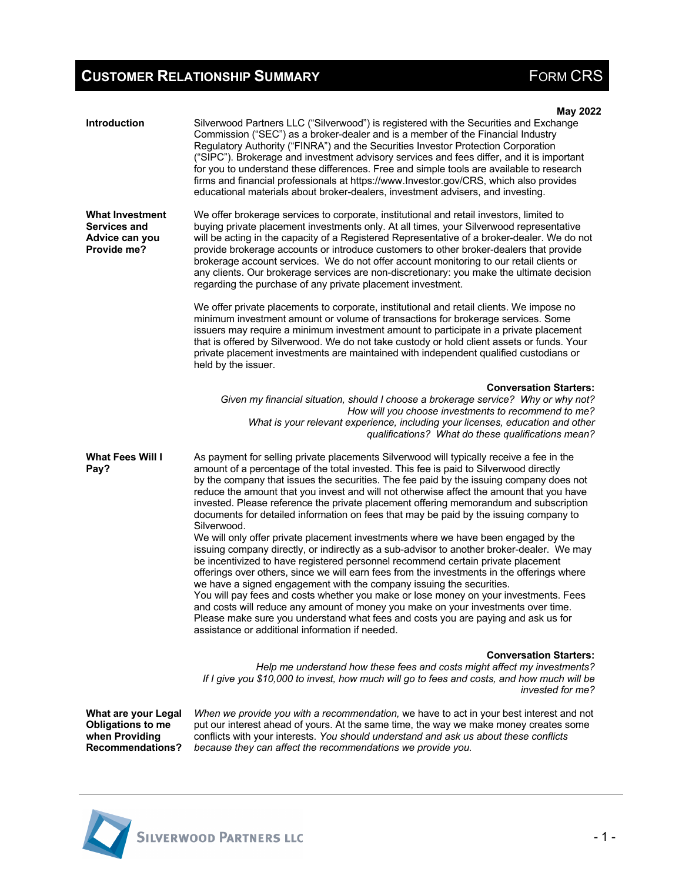# CUSTOMER RELATIONSHIP SUMMARY — FORM CRS

**May 2022**

**Introduction**

Silverwood Partners LLC ("Silverwood") is registered with the Securities and Exchange Commission ("SEC") as a broker-dealer and is a member of the Financial Industry Regulatory Authority ("FINRA") and the Securities Investor Protection Corporation ("SIPC"). Brokerage and investment advisory services and fees differ, and it is important for you to understand these differences. Free and simple tools are available to research firms and financial professionals at https://www.Investor.gov/CRS, which also provides educational materials about broker-dealers, investment advisers, and investing.

**What Investment Services and Advice can you Provide me?**

We offer brokerage services to corporate, institutional and retail investors, limited to buying private placement investments only. At all times, your Silverwood representative will be acting in the capacity of a Registered Representative of a broker-dealer. We do not provide brokerage accounts or introduce customers to other broker-dealers that provide brokerage account services. We do not offer account monitoring to our retail clients or any clients. Our brokerage services are non-discretionary: you make the ultimate decision regarding the purchase of any private placement investment.

We offer private placements to corporate, institutional and retail clients. We impose no minimum investment amount or volume of transactions for brokerage services. Some issuers may require a minimum investment amount to participate in a private placement that is offered by Silverwood. We do not take custody or hold client assets or funds. Your private placement investments are maintained with independent qualified custodians or held by the issuer.

**Conversation Starters:**

*Given my financial situation, should I choose a brokerage service? Why or why not?*
*How will you choose investments to recommend to me?*
*What is your relevant experience, including your licenses, education and other qualifications? What do these qualifications mean?*

**What Fees Will I Pay?**

As payment for selling private placements Silverwood will typically receive a fee in the amount of a percentage of the total invested. This fee is paid to Silverwood directly by the company that issues the securities. The fee paid by the issuing company does not reduce the amount that you invest and will not otherwise affect the amount that you have invested. Please reference the private placement offering memorandum and subscription documents for detailed information on fees that may be paid by the issuing company to Silverwood.

We will only offer private placement investments where we have been engaged by the issuing company directly, or indirectly as a sub-advisor to another broker-dealer. We may be incentivized to have registered personnel recommend certain private placement offerings over others, since we will earn fees from the investments in the offerings where we have a signed engagement with the company issuing the securities.

You will pay fees and costs whether you make or lose money on your investments. Fees and costs will reduce any amount of money you make on your investments over time. Please make sure you understand what fees and costs you are paying and ask us for assistance or additional information if needed.

**Conversation Starters:**

*Help me understand how these fees and costs might affect my investments?*
*If I give you $10,000 to invest, how much will go to fees and costs, and how much will be invested for me?*

**What are your Legal Obligations to me when Providing Recommendations?**

*When we provide you with a recommendation,* we have to act in your best interest and not put our interest ahead of yours. At the same time, the way we make money creates some conflicts with your interests. *You should understand and ask us about these conflicts because they can affect the recommendations we provide you.*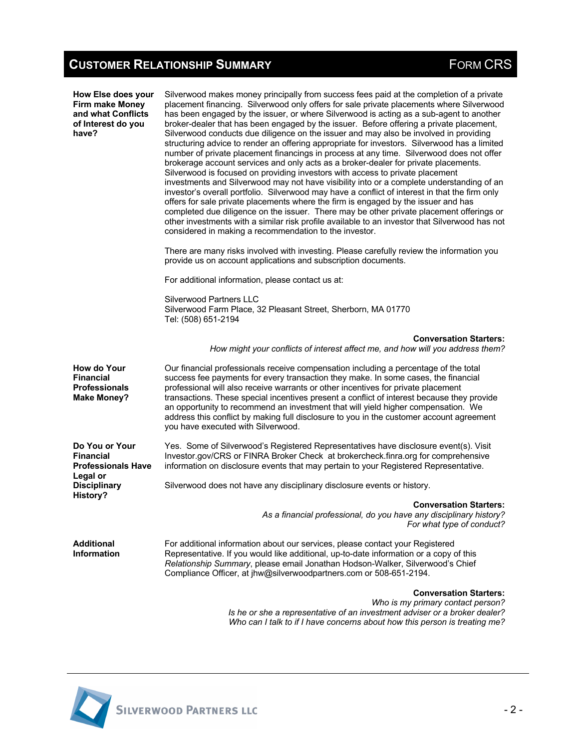## How Else does your Firm make Money and what Conflicts of Interest do you have?

Silverwood makes money principally from success fees paid at the completion of a private placement financing. Silverwood only offers for sale private placements where Silverwood has been engaged by the issuer, or where Silverwood is acting as a sub-agent to another broker-dealer that has been engaged by the issuer. Before offering a private placement, Silverwood conducts due diligence on the issuer and may also be involved in providing structuring advice to render an offering appropriate for investors. Silverwood has a limited number of private placement financings in process at any time. Silverwood does not offer brokerage account services and only acts as a broker-dealer for private placements. Silverwood is focused on providing investors with access to private placement investments and Silverwood may not have visibility into or a complete understanding of an investor's overall portfolio. Silverwood may have a conflict of interest in that the firm only offers for sale private placements where the firm is engaged by the issuer and has completed due diligence on the issuer. There may be other private placement offerings or other investments with a similar risk profile available to an investor that Silverwood has not considered in making a recommendation to the investor.

There are many risks involved with investing. Please carefully review the information you provide us on account applications and subscription documents.

For additional information, please contact us at:

Silverwood Partners LLC
Silverwood Farm Place, 32 Pleasant Street, Sherborn, MA 01770
Tel: (508) 651-2194

**Conversation Starters:**
*How might your conflicts of interest affect me, and how will you address them?*

## How do Your Financial Professionals Make Money?

Our financial professionals receive compensation including a percentage of the total success fee payments for every transaction they make. In some cases, the financial professional will also receive warrants or other incentives for private placement transactions. These special incentives present a conflict of interest because they provide an opportunity to recommend an investment that will yield higher compensation. We address this conflict by making full disclosure to you in the customer account agreement you have executed with Silverwood.

## Do You or Your Financial Professionals Have Legal or Disciplinary History?

Yes. Some of Silverwood's Registered Representatives have disclosure event(s). Visit Investor.gov/CRS or FINRA Broker Check at brokercheck.finra.org for comprehensive information on disclosure events that may pertain to your Registered Representative.

Silverwood does not have any disciplinary disclosure events or history.

**Conversation Starters:**
*As a financial professional, do you have any disciplinary history? For what type of conduct?*

## Additional Information

For additional information about our services, please contact your Registered Representative. If you would like additional, up-to-date information or a copy of this *Relationship Summary*, please email Jonathan Hodson-Walker, Silverwood's Chief Compliance Officer, at jhw@silverwoodpartners.com or 508-651-2194.

**Conversation Starters:**
*Who is my primary contact person?*
*Is he or she a representative of an investment adviser or a broker dealer?*
*Who can I talk to if I have concerns about how this person is treating me?*